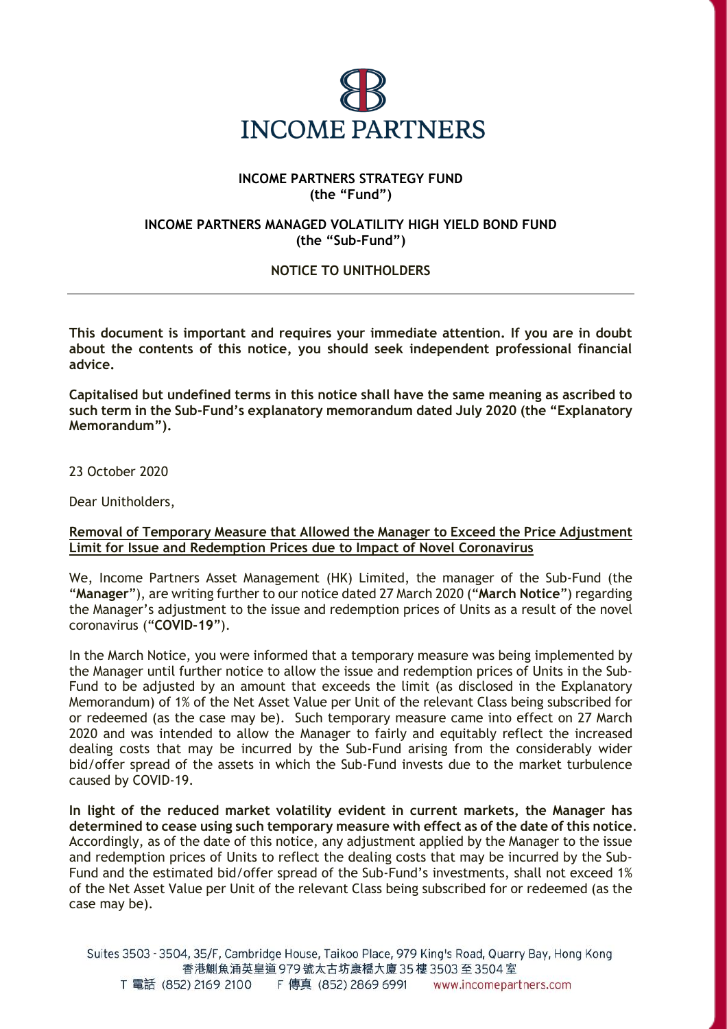**INCOME PARTNERS**

**INCOME PARTNERS STRATEGY FUND**
**(the "Fund")**

**INCOME PARTNERS MANAGED VOLATILITY HIGH YIELD BOND FUND**
**(the "Sub-Fund")**

**NOTICE TO UNITHOLDERS**

---

**This document is important and requires your immediate attention. If you are in doubt about the contents of this notice, you should seek independent professional financial advice.**

**Capitalised but undefined terms in this notice shall have the same meaning as ascribed to such term in the Sub-Fund's explanatory memorandum dated July 2020 (the "Explanatory Memorandum").**

23 October 2020

Dear Unitholders,

**Removal of Temporary Measure that Allowed the Manager to Exceed the Price Adjustment Limit for Issue and Redemption Prices due to Impact of Novel Coronavirus**

We, Income Partners Asset Management (HK) Limited, the manager of the Sub-Fund (the "**Manager**"), are writing further to our notice dated 27 March 2020 ("**March Notice**") regarding the Manager's adjustment to the issue and redemption prices of Units as a result of the novel coronavirus ("**COVID-19**").

In the March Notice, you were informed that a temporary measure was being implemented by the Manager until further notice to allow the issue and redemption prices of Units in the Sub-Fund to be adjusted by an amount that exceeds the limit (as disclosed in the Explanatory Memorandum) of 1% of the Net Asset Value per Unit of the relevant Class being subscribed for or redeemed (as the case may be). Such temporary measure came into effect on 27 March 2020 and was intended to allow the Manager to fairly and equitably reflect the increased dealing costs that may be incurred by the Sub-Fund arising from the considerably wider bid/offer spread of the assets in which the Sub-Fund invests due to the market turbulence caused by COVID-19.

**In light of the reduced market volatility evident in current markets, the Manager has determined to cease using such temporary measure with effect as of the date of this notice**. Accordingly, as of the date of this notice, any adjustment applied by the Manager to the issue and redemption prices of Units to reflect the dealing costs that may be incurred by the Sub-Fund and the estimated bid/offer spread of the Sub-Fund's investments, shall not exceed 1% of the Net Asset Value per Unit of the relevant Class being subscribed for or redeemed (as the case may be).

Suites 3503 - 3504, 35/F, Cambridge House, Taikoo Place, 979 King's Road, Quarry Bay, Hong Kong
香港鰂魚涌英皇道979號太古坊康橋大廈35樓3503至3504室
T 電話 (852) 2169 2100 F 傳真 (852) 2869 6991 www.incomepartners.com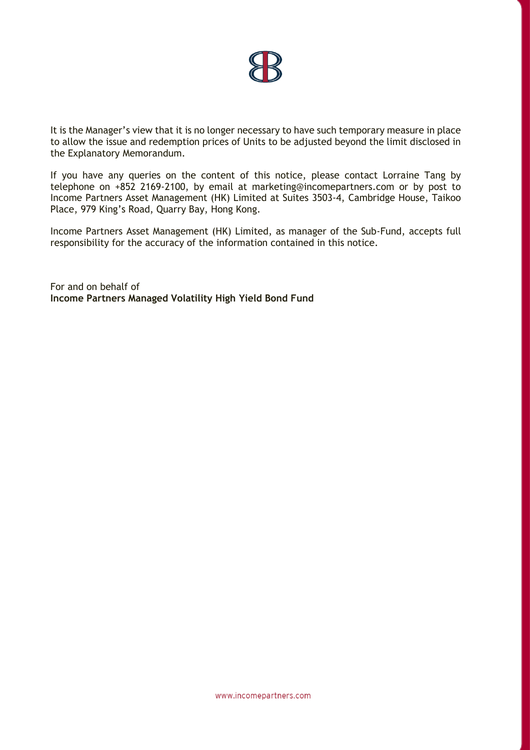It is the Manager's view that it is no longer necessary to have such temporary measure in place to allow the issue and redemption prices of Units to be adjusted beyond the limit disclosed in the Explanatory Memorandum.

If you have any queries on the content of this notice, please contact Lorraine Tang by telephone on +852 2169-2100, by email at marketing@incomepartners.com or by post to Income Partners Asset Management (HK) Limited at Suites 3503-4, Cambridge House, Taikoo Place, 979 King's Road, Quarry Bay, Hong Kong.

Income Partners Asset Management (HK) Limited, as manager of the Sub-Fund, accepts full responsibility for the accuracy of the information contained in this notice.

For and on behalf of
**Income Partners Managed Volatility High Yield Bond Fund**